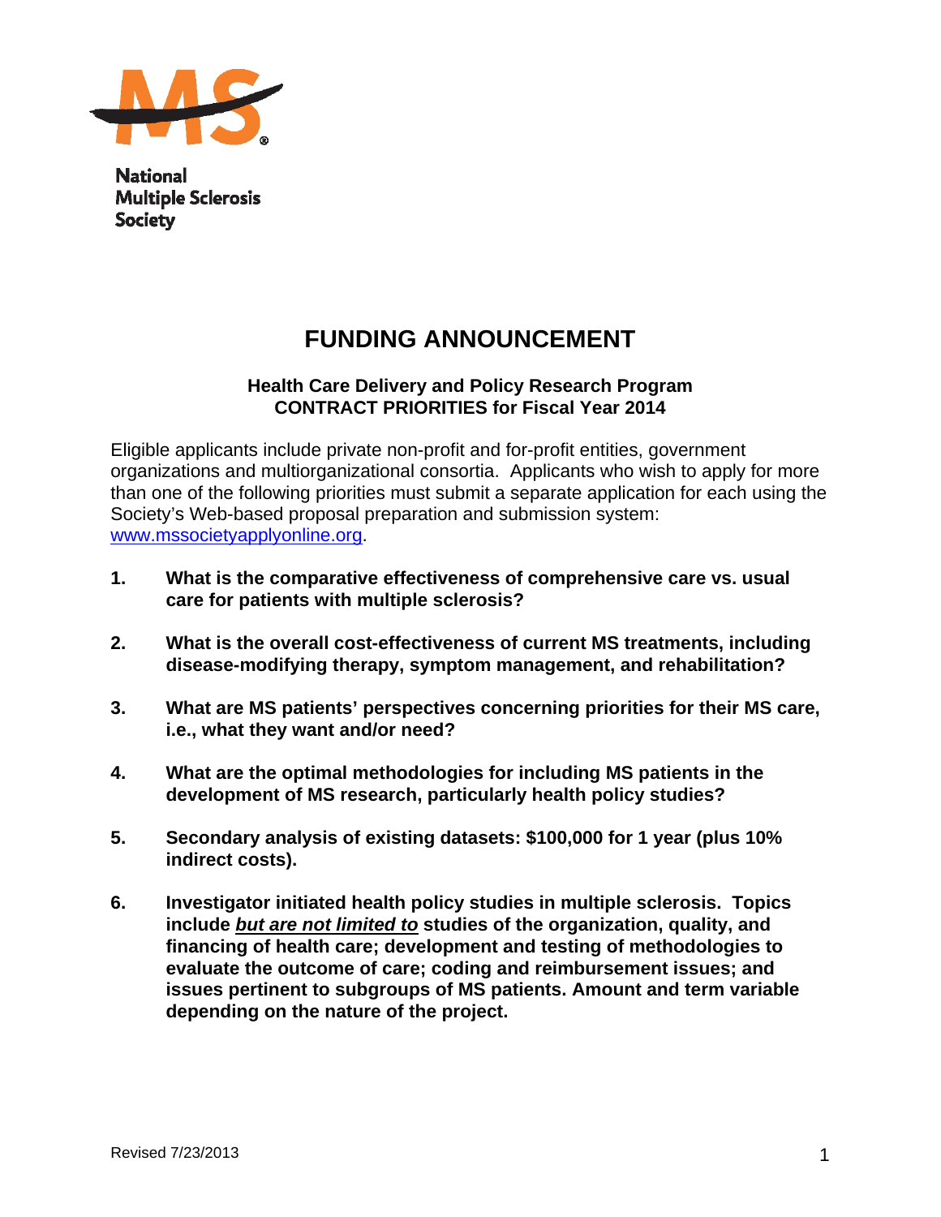National
Multiple Sclerosis
Society

# FUNDING ANNOUNCEMENT

### Health Care Delivery and Policy Research Program
### CONTRACT PRIORITIES for Fiscal Year 2014

Eligible applicants include private non-profit and for-profit entities, government organizations and multiorganizational consortia. Applicants who wish to apply for more than one of the following priorities must submit a separate application for each using the Society's Web-based proposal preparation and submission system: www.mssocietyapplyonline.org.

1. **What is the comparative effectiveness of comprehensive care vs. usual care for patients with multiple sclerosis?**

2. **What is the overall cost-effectiveness of current MS treatments, including disease-modifying therapy, symptom management, and rehabilitation?**

3. **What are MS patients' perspectives concerning priorities for their MS care, i.e., what they want and/or need?**

4. **What are the optimal methodologies for including MS patients in the development of MS research, particularly health policy studies?**

5. **Secondary analysis of existing datasets: $100,000 for 1 year (plus 10% indirect costs).**

6. **Investigator initiated health policy studies in multiple sclerosis. Topics include *but are not limited to* studies of the organization, quality, and financing of health care; development and testing of methodologies to evaluate the outcome of care; coding and reimbursement issues; and issues pertinent to subgroups of MS patients. Amount and term variable depending on the nature of the project.**

Revised 7/23/2013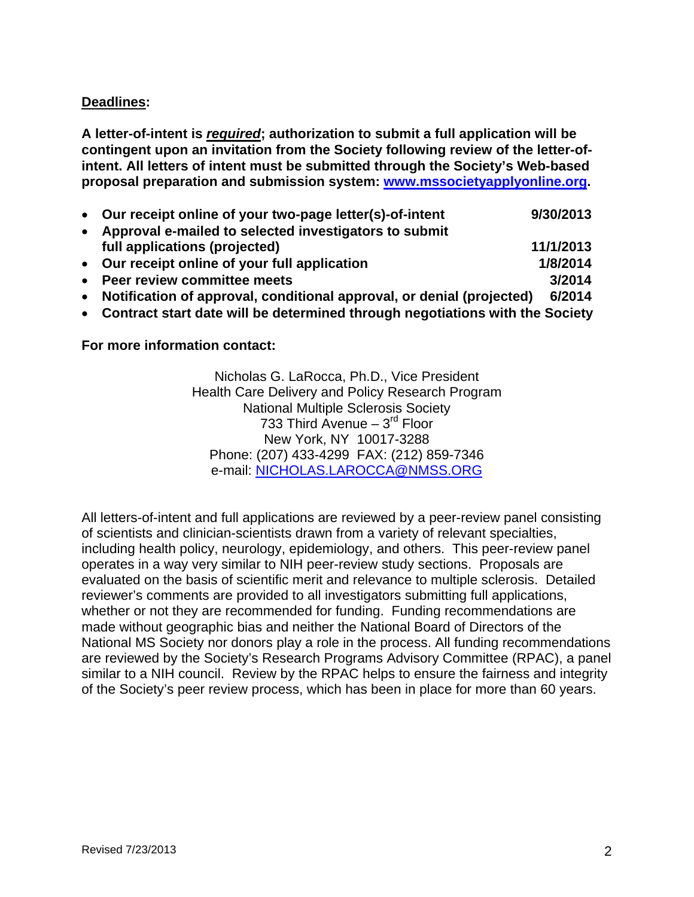**Deadlines:**

**A letter-of-intent is *required*; authorization to submit a full application will be contingent upon an invitation from the Society following review of the letter-of-intent. All letters of intent must be submitted through the Society's Web-based proposal preparation and submission system: [www.mssocietyapplyonline.org](www.mssocietyapplyonline.org).**

- **Our receipt online of your two-page letter(s)-of-intent — 9/30/2013**
- **Approval e-mailed to selected investigators to submit full applications (projected) — 11/1/2013**
- **Our receipt online of your full application — 1/8/2014**
- **Peer review committee meets — 3/2014**
- **Notification of approval, conditional approval, or denial (projected) — 6/2014**
- **Contract start date will be determined through negotiations with the Society**

**For more information contact:**

Nicholas G. LaRocca, Ph.D., Vice President
Health Care Delivery and Policy Research Program
National Multiple Sclerosis Society
733 Third Avenue – 3rd Floor
New York, NY 10017-3288
Phone: (207) 433-4299 FAX: (212) 859-7346
e-mail: NICHOLAS.LAROCCA@NMSS.ORG

All letters-of-intent and full applications are reviewed by a peer-review panel consisting of scientists and clinician-scientists drawn from a variety of relevant specialties, including health policy, neurology, epidemiology, and others. This peer-review panel operates in a way very similar to NIH peer-review study sections. Proposals are evaluated on the basis of scientific merit and relevance to multiple sclerosis. Detailed reviewer's comments are provided to all investigators submitting full applications, whether or not they are recommended for funding. Funding recommendations are made without geographic bias and neither the National Board of Directors of the National MS Society nor donors play a role in the process. All funding recommendations are reviewed by the Society's Research Programs Advisory Committee (RPAC), a panel similar to a NIH council. Review by the RPAC helps to ensure the fairness and integrity of the Society's peer review process, which has been in place for more than 60 years.

Revised 7/23/2013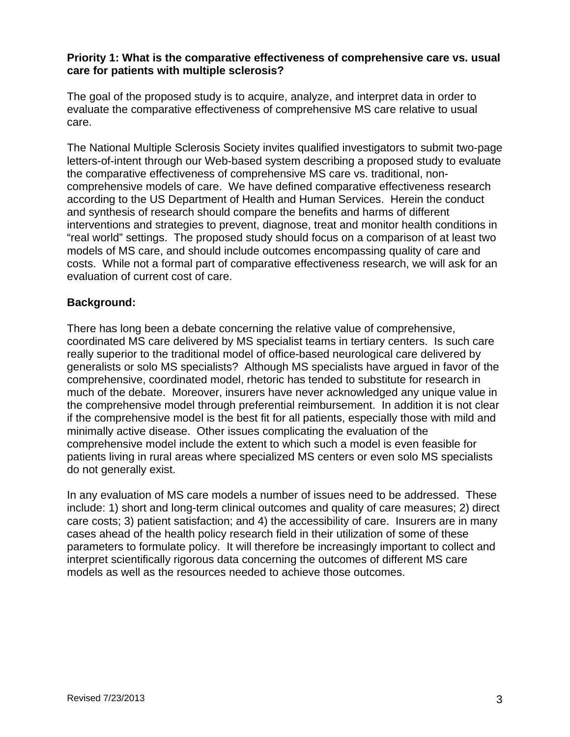**Priority 1: What is the comparative effectiveness of comprehensive care vs. usual care for patients with multiple sclerosis?**

The goal of the proposed study is to acquire, analyze, and interpret data in order to evaluate the comparative effectiveness of comprehensive MS care relative to usual care.

The National Multiple Sclerosis Society invites qualified investigators to submit two-page letters-of-intent through our Web-based system describing a proposed study to evaluate the comparative effectiveness of comprehensive MS care vs. traditional, non-comprehensive models of care. We have defined comparative effectiveness research according to the US Department of Health and Human Services. Herein the conduct and synthesis of research should compare the benefits and harms of different interventions and strategies to prevent, diagnose, treat and monitor health conditions in "real world" settings. The proposed study should focus on a comparison of at least two models of MS care, and should include outcomes encompassing quality of care and costs. While not a formal part of comparative effectiveness research, we will ask for an evaluation of current cost of care.

**Background:**

There has long been a debate concerning the relative value of comprehensive, coordinated MS care delivered by MS specialist teams in tertiary centers. Is such care really superior to the traditional model of office-based neurological care delivered by generalists or solo MS specialists? Although MS specialists have argued in favor of the comprehensive, coordinated model, rhetoric has tended to substitute for research in much of the debate. Moreover, insurers have never acknowledged any unique value in the comprehensive model through preferential reimbursement. In addition it is not clear if the comprehensive model is the best fit for all patients, especially those with mild and minimally active disease. Other issues complicating the evaluation of the comprehensive model include the extent to which such a model is even feasible for patients living in rural areas where specialized MS centers or even solo MS specialists do not generally exist.

In any evaluation of MS care models a number of issues need to be addressed. These include: 1) short and long-term clinical outcomes and quality of care measures; 2) direct care costs; 3) patient satisfaction; and 4) the accessibility of care. Insurers are in many cases ahead of the health policy research field in their utilization of some of these parameters to formulate policy. It will therefore be increasingly important to collect and interpret scientifically rigorous data concerning the outcomes of different MS care models as well as the resources needed to achieve those outcomes.

Revised 7/23/2013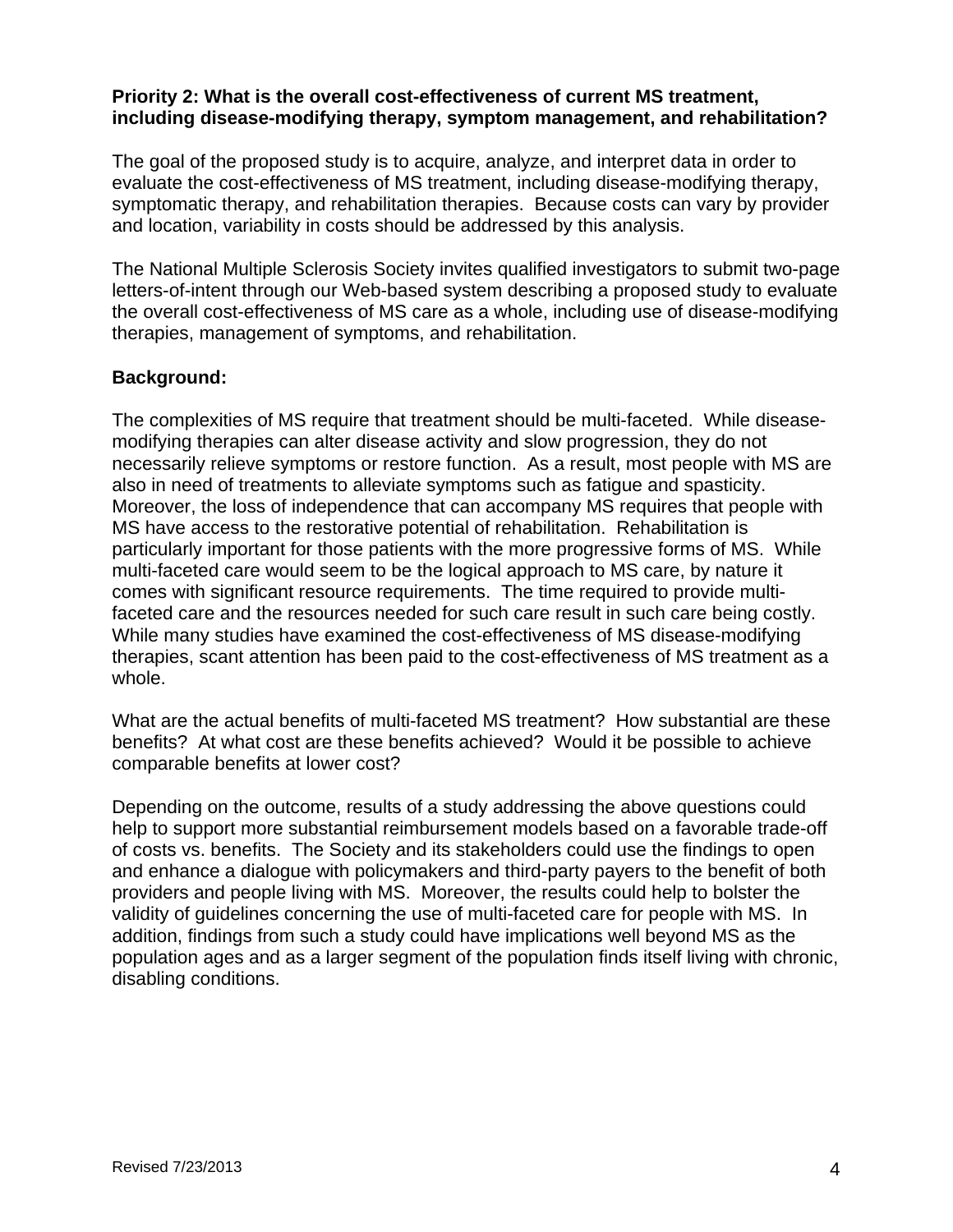**Priority 2: What is the overall cost-effectiveness of current MS treatment, including disease-modifying therapy, symptom management, and rehabilitation?**

The goal of the proposed study is to acquire, analyze, and interpret data in order to evaluate the cost-effectiveness of MS treatment, including disease-modifying therapy, symptomatic therapy, and rehabilitation therapies. Because costs can vary by provider and location, variability in costs should be addressed by this analysis.

The National Multiple Sclerosis Society invites qualified investigators to submit two-page letters-of-intent through our Web-based system describing a proposed study to evaluate the overall cost-effectiveness of MS care as a whole, including use of disease-modifying therapies, management of symptoms, and rehabilitation.

**Background:**

The complexities of MS require that treatment should be multi-faceted. While disease-modifying therapies can alter disease activity and slow progression, they do not necessarily relieve symptoms or restore function. As a result, most people with MS are also in need of treatments to alleviate symptoms such as fatigue and spasticity. Moreover, the loss of independence that can accompany MS requires that people with MS have access to the restorative potential of rehabilitation. Rehabilitation is particularly important for those patients with the more progressive forms of MS. While multi-faceted care would seem to be the logical approach to MS care, by nature it comes with significant resource requirements. The time required to provide multi-faceted care and the resources needed for such care result in such care being costly. While many studies have examined the cost-effectiveness of MS disease-modifying therapies, scant attention has been paid to the cost-effectiveness of MS treatment as a whole.

What are the actual benefits of multi-faceted MS treatment? How substantial are these benefits? At what cost are these benefits achieved? Would it be possible to achieve comparable benefits at lower cost?

Depending on the outcome, results of a study addressing the above questions could help to support more substantial reimbursement models based on a favorable trade-off of costs vs. benefits. The Society and its stakeholders could use the findings to open and enhance a dialogue with policymakers and third-party payers to the benefit of both providers and people living with MS. Moreover, the results could help to bolster the validity of guidelines concerning the use of multi-faceted care for people with MS. In addition, findings from such a study could have implications well beyond MS as the population ages and as a larger segment of the population finds itself living with chronic, disabling conditions.

Revised 7/23/2013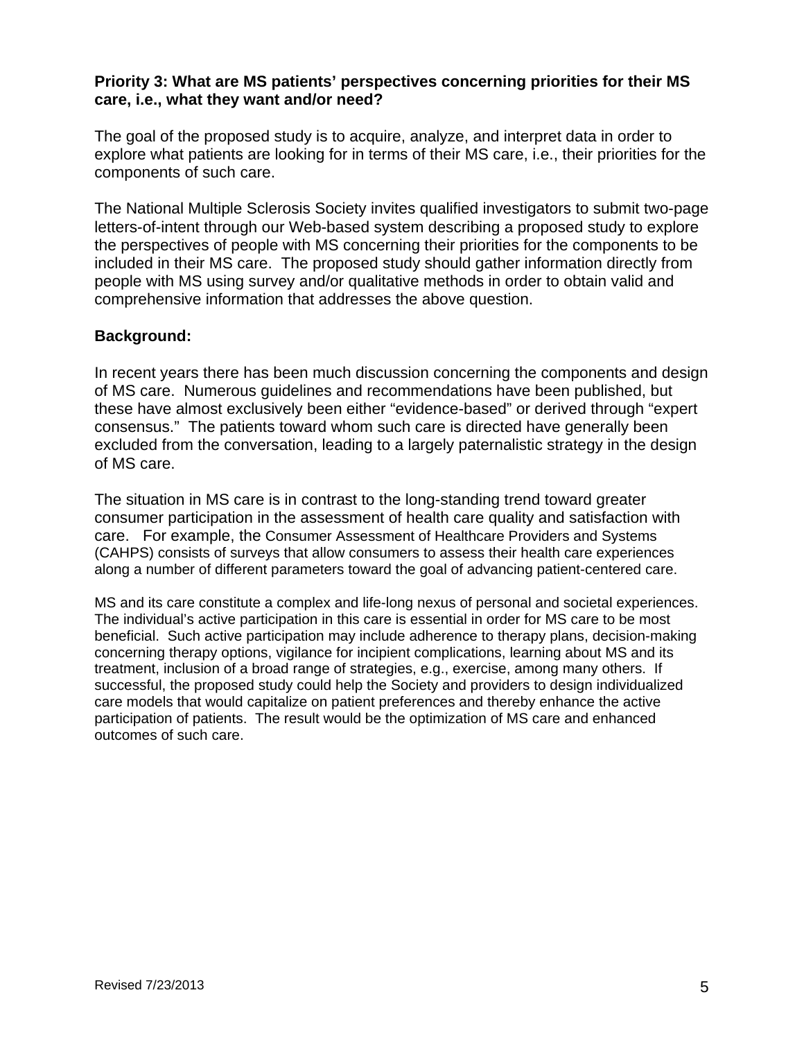**Priority 3: What are MS patients' perspectives concerning priorities for their MS care, i.e., what they want and/or need?**

The goal of the proposed study is to acquire, analyze, and interpret data in order to explore what patients are looking for in terms of their MS care, i.e., their priorities for the components of such care.

The National Multiple Sclerosis Society invites qualified investigators to submit two-page letters-of-intent through our Web-based system describing a proposed study to explore the perspectives of people with MS concerning their priorities for the components to be included in their MS care. The proposed study should gather information directly from people with MS using survey and/or qualitative methods in order to obtain valid and comprehensive information that addresses the above question.

**Background:**

In recent years there has been much discussion concerning the components and design of MS care. Numerous guidelines and recommendations have been published, but these have almost exclusively been either "evidence-based" or derived through "expert consensus." The patients toward whom such care is directed have generally been excluded from the conversation, leading to a largely paternalistic strategy in the design of MS care.

The situation in MS care is in contrast to the long-standing trend toward greater consumer participation in the assessment of health care quality and satisfaction with care. For example, the Consumer Assessment of Healthcare Providers and Systems (CAHPS) consists of surveys that allow consumers to assess their health care experiences along a number of different parameters toward the goal of advancing patient-centered care.

MS and its care constitute a complex and life-long nexus of personal and societal experiences. The individual's active participation in this care is essential in order for MS care to be most beneficial. Such active participation may include adherence to therapy plans, decision-making concerning therapy options, vigilance for incipient complications, learning about MS and its treatment, inclusion of a broad range of strategies, e.g., exercise, among many others. If successful, the proposed study could help the Society and providers to design individualized care models that would capitalize on patient preferences and thereby enhance the active participation of patients. The result would be the optimization of MS care and enhanced outcomes of such care.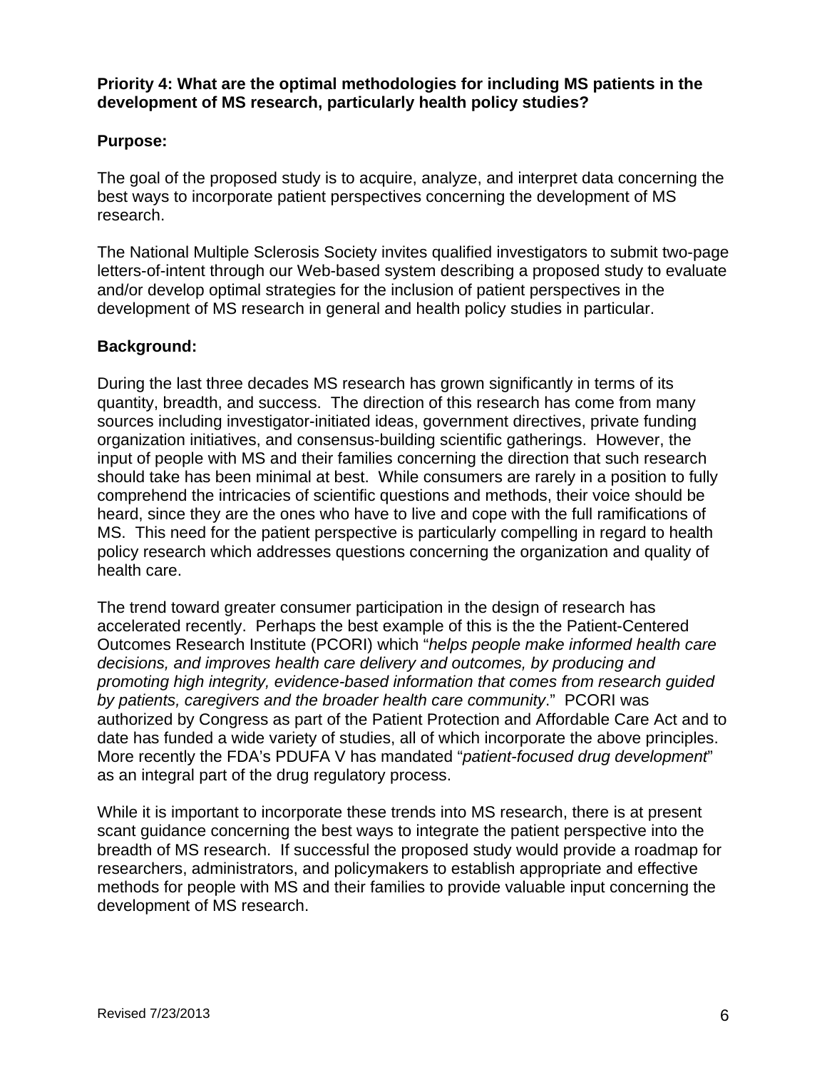**Priority 4: What are the optimal methodologies for including MS patients in the development of MS research, particularly health policy studies?**

**Purpose:**

The goal of the proposed study is to acquire, analyze, and interpret data concerning the best ways to incorporate patient perspectives concerning the development of MS research.

The National Multiple Sclerosis Society invites qualified investigators to submit two-page letters-of-intent through our Web-based system describing a proposed study to evaluate and/or develop optimal strategies for the inclusion of patient perspectives in the development of MS research in general and health policy studies in particular.

**Background:**

During the last three decades MS research has grown significantly in terms of its quantity, breadth, and success. The direction of this research has come from many sources including investigator-initiated ideas, government directives, private funding organization initiatives, and consensus-building scientific gatherings. However, the input of people with MS and their families concerning the direction that such research should take has been minimal at best. While consumers are rarely in a position to fully comprehend the intricacies of scientific questions and methods, their voice should be heard, since they are the ones who have to live and cope with the full ramifications of MS. This need for the patient perspective is particularly compelling in regard to health policy research which addresses questions concerning the organization and quality of health care.

The trend toward greater consumer participation in the design of research has accelerated recently. Perhaps the best example of this is the the Patient-Centered Outcomes Research Institute (PCORI) which "*helps people make informed health care decisions, and improves health care delivery and outcomes, by producing and promoting high integrity, evidence-based information that comes from research guided by patients, caregivers and the broader health care community*." PCORI was authorized by Congress as part of the Patient Protection and Affordable Care Act and to date has funded a wide variety of studies, all of which incorporate the above principles. More recently the FDA's PDUFA V has mandated "*patient-focused drug development*" as an integral part of the drug regulatory process.

While it is important to incorporate these trends into MS research, there is at present scant guidance concerning the best ways to integrate the patient perspective into the breadth of MS research. If successful the proposed study would provide a roadmap for researchers, administrators, and policymakers to establish appropriate and effective methods for people with MS and their families to provide valuable input concerning the development of MS research.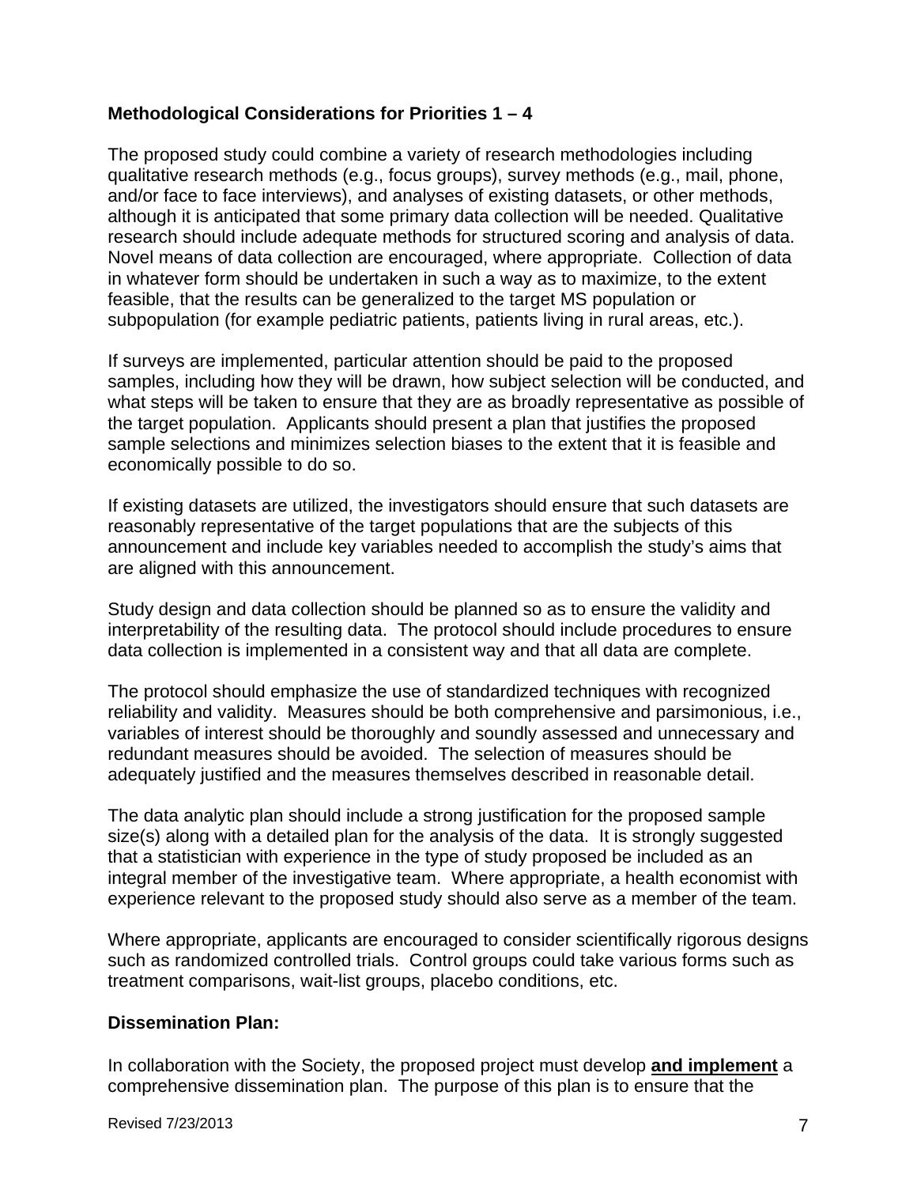**Methodological Considerations for Priorities 1 – 4**

The proposed study could combine a variety of research methodologies including qualitative research methods (e.g., focus groups), survey methods (e.g., mail, phone, and/or face to face interviews), and analyses of existing datasets, or other methods, although it is anticipated that some primary data collection will be needed. Qualitative research should include adequate methods for structured scoring and analysis of data. Novel means of data collection are encouraged, where appropriate. Collection of data in whatever form should be undertaken in such a way as to maximize, to the extent feasible, that the results can be generalized to the target MS population or subpopulation (for example pediatric patients, patients living in rural areas, etc.).

If surveys are implemented, particular attention should be paid to the proposed samples, including how they will be drawn, how subject selection will be conducted, and what steps will be taken to ensure that they are as broadly representative as possible of the target population. Applicants should present a plan that justifies the proposed sample selections and minimizes selection biases to the extent that it is feasible and economically possible to do so.

If existing datasets are utilized, the investigators should ensure that such datasets are reasonably representative of the target populations that are the subjects of this announcement and include key variables needed to accomplish the study's aims that are aligned with this announcement.

Study design and data collection should be planned so as to ensure the validity and interpretability of the resulting data. The protocol should include procedures to ensure data collection is implemented in a consistent way and that all data are complete.

The protocol should emphasize the use of standardized techniques with recognized reliability and validity. Measures should be both comprehensive and parsimonious, i.e., variables of interest should be thoroughly and soundly assessed and unnecessary and redundant measures should be avoided. The selection of measures should be adequately justified and the measures themselves described in reasonable detail.

The data analytic plan should include a strong justification for the proposed sample size(s) along with a detailed plan for the analysis of the data. It is strongly suggested that a statistician with experience in the type of study proposed be included as an integral member of the investigative team. Where appropriate, a health economist with experience relevant to the proposed study should also serve as a member of the team.

Where appropriate, applicants are encouraged to consider scientifically rigorous designs such as randomized controlled trials. Control groups could take various forms such as treatment comparisons, wait-list groups, placebo conditions, etc.

**Dissemination Plan:**

In collaboration with the Society, the proposed project must develop **and implement** a comprehensive dissemination plan. The purpose of this plan is to ensure that the

Revised 7/23/2013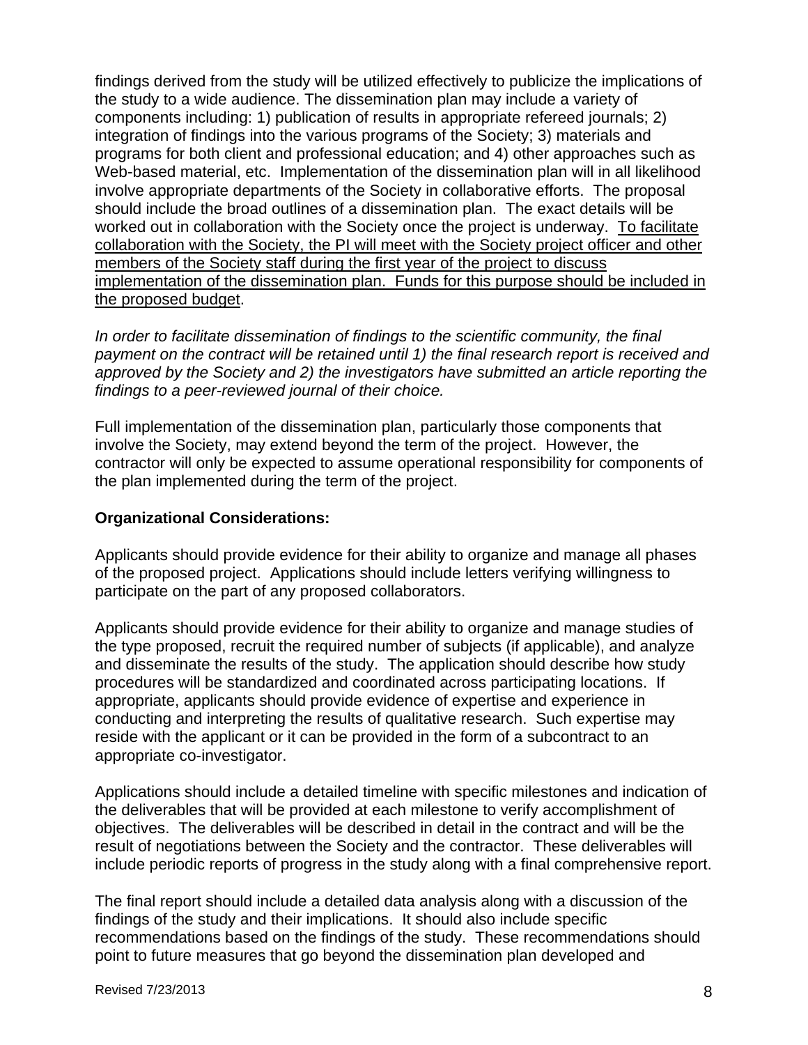findings derived from the study will be utilized effectively to publicize the implications of the study to a wide audience. The dissemination plan may include a variety of components including: 1) publication of results in appropriate refereed journals; 2) integration of findings into the various programs of the Society; 3) materials and programs for both client and professional education; and 4) other approaches such as Web-based material, etc. Implementation of the dissemination plan will in all likelihood involve appropriate departments of the Society in collaborative efforts. The proposal should include the broad outlines of a dissemination plan. The exact details will be worked out in collaboration with the Society once the project is underway. <u>To facilitate collaboration with the Society, the PI will meet with the Society project officer and other members of the Society staff during the first year of the project to discuss implementation of the dissemination plan. Funds for this purpose should be included in the proposed budget</u>.

*In order to facilitate dissemination of findings to the scientific community, the final payment on the contract will be retained until 1) the final research report is received and approved by the Society and 2) the investigators have submitted an article reporting the findings to a peer-reviewed journal of their choice.*

Full implementation of the dissemination plan, particularly those components that involve the Society, may extend beyond the term of the project. However, the contractor will only be expected to assume operational responsibility for components of the plan implemented during the term of the project.

**Organizational Considerations:**

Applicants should provide evidence for their ability to organize and manage all phases of the proposed project. Applications should include letters verifying willingness to participate on the part of any proposed collaborators.

Applicants should provide evidence for their ability to organize and manage studies of the type proposed, recruit the required number of subjects (if applicable), and analyze and disseminate the results of the study. The application should describe how study procedures will be standardized and coordinated across participating locations. If appropriate, applicants should provide evidence of expertise and experience in conducting and interpreting the results of qualitative research. Such expertise may reside with the applicant or it can be provided in the form of a subcontract to an appropriate co-investigator.

Applications should include a detailed timeline with specific milestones and indication of the deliverables that will be provided at each milestone to verify accomplishment of objectives. The deliverables will be described in detail in the contract and will be the result of negotiations between the Society and the contractor. These deliverables will include periodic reports of progress in the study along with a final comprehensive report.

The final report should include a detailed data analysis along with a discussion of the findings of the study and their implications. It should also include specific recommendations based on the findings of the study. These recommendations should point to future measures that go beyond the dissemination plan developed and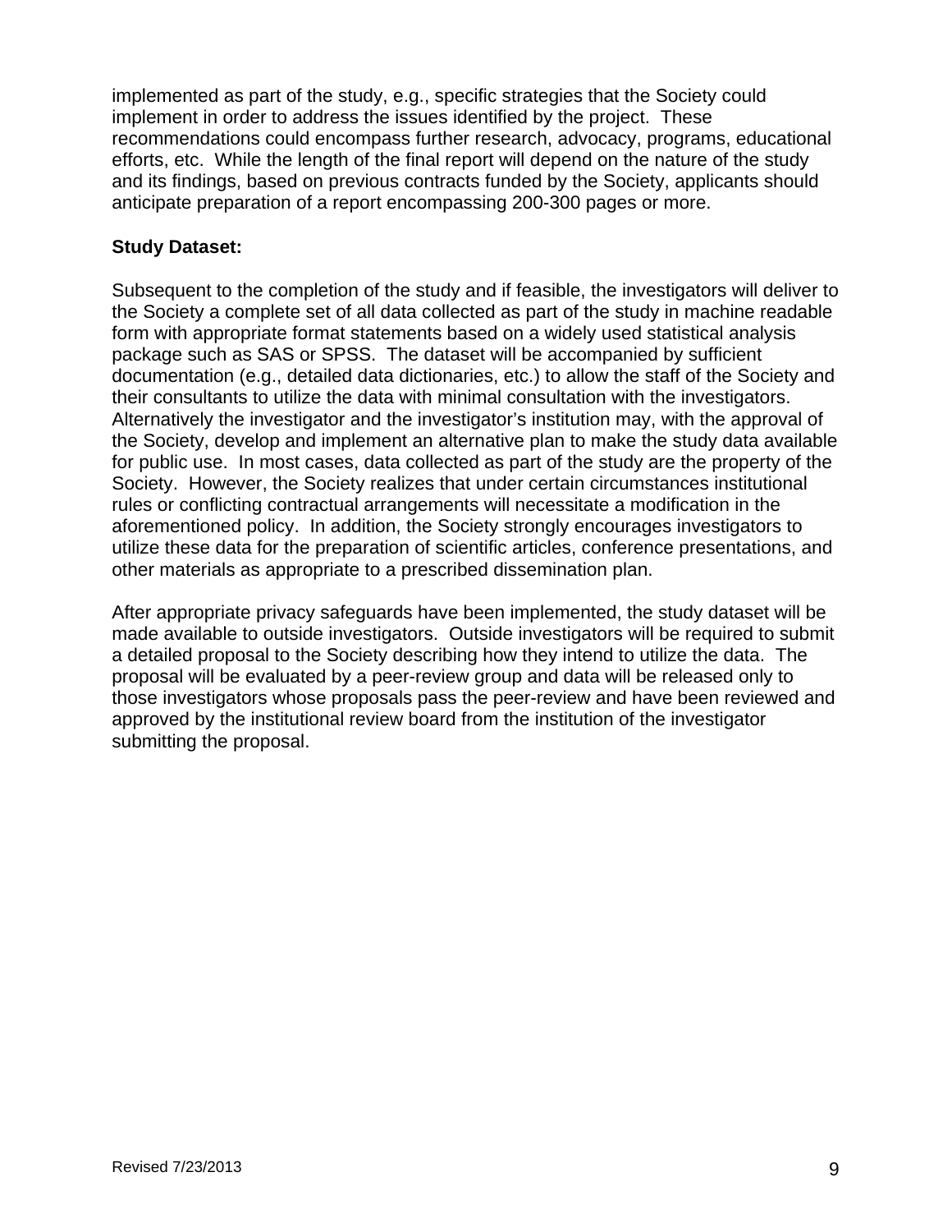implemented as part of the study, e.g., specific strategies that the Society could implement in order to address the issues identified by the project. These recommendations could encompass further research, advocacy, programs, educational efforts, etc. While the length of the final report will depend on the nature of the study and its findings, based on previous contracts funded by the Society, applicants should anticipate preparation of a report encompassing 200-300 pages or more.

**Study Dataset:**

Subsequent to the completion of the study and if feasible, the investigators will deliver to the Society a complete set of all data collected as part of the study in machine readable form with appropriate format statements based on a widely used statistical analysis package such as SAS or SPSS. The dataset will be accompanied by sufficient documentation (e.g., detailed data dictionaries, etc.) to allow the staff of the Society and their consultants to utilize the data with minimal consultation with the investigators. Alternatively the investigator and the investigator's institution may, with the approval of the Society, develop and implement an alternative plan to make the study data available for public use. In most cases, data collected as part of the study are the property of the Society. However, the Society realizes that under certain circumstances institutional rules or conflicting contractual arrangements will necessitate a modification in the aforementioned policy. In addition, the Society strongly encourages investigators to utilize these data for the preparation of scientific articles, conference presentations, and other materials as appropriate to a prescribed dissemination plan.

After appropriate privacy safeguards have been implemented, the study dataset will be made available to outside investigators. Outside investigators will be required to submit a detailed proposal to the Society describing how they intend to utilize the data. The proposal will be evaluated by a peer-review group and data will be released only to those investigators whose proposals pass the peer-review and have been reviewed and approved by the institutional review board from the institution of the investigator submitting the proposal.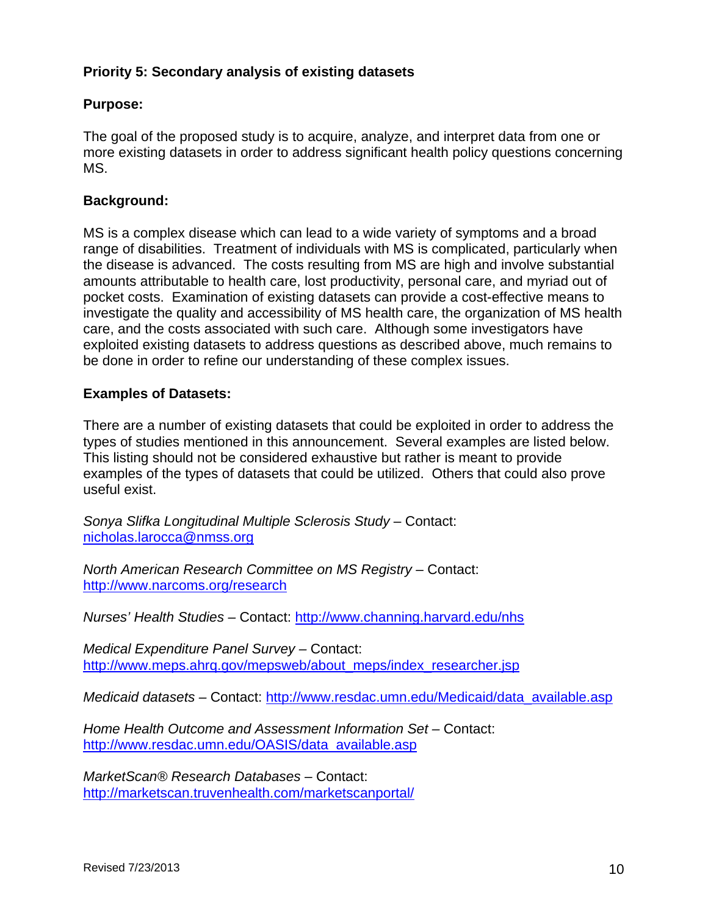**Priority 5: Secondary analysis of existing datasets**

**Purpose:**

The goal of the proposed study is to acquire, analyze, and interpret data from one or more existing datasets in order to address significant health policy questions concerning MS.

**Background:**

MS is a complex disease which can lead to a wide variety of symptoms and a broad range of disabilities. Treatment of individuals with MS is complicated, particularly when the disease is advanced. The costs resulting from MS are high and involve substantial amounts attributable to health care, lost productivity, personal care, and myriad out of pocket costs. Examination of existing datasets can provide a cost-effective means to investigate the quality and accessibility of MS health care, the organization of MS health care, and the costs associated with such care. Although some investigators have exploited existing datasets to address questions as described above, much remains to be done in order to refine our understanding of these complex issues.

**Examples of Datasets:**

There are a number of existing datasets that could be exploited in order to address the types of studies mentioned in this announcement. Several examples are listed below. This listing should not be considered exhaustive but rather is meant to provide examples of the types of datasets that could be utilized. Others that could also prove useful exist.

*Sonya Slifka Longitudinal Multiple Sclerosis Study* – Contact: nicholas.larocca@nmss.org

*North American Research Committee on MS Registry* – Contact: http://www.narcoms.org/research

*Nurses' Health Studies* – Contact: http://www.channing.harvard.edu/nhs

*Medical Expenditure Panel Survey* – Contact: http://www.meps.ahrq.gov/mepsweb/about_meps/index_researcher.jsp

*Medicaid datasets* – Contact: http://www.resdac.umn.edu/Medicaid/data_available.asp

*Home Health Outcome and Assessment Information Set* – Contact: http://www.resdac.umn.edu/OASIS/data_available.asp

*MarketScan® Research Databases* – Contact: http://marketscan.truvenhealth.com/marketscanportal/

Revised 7/23/2013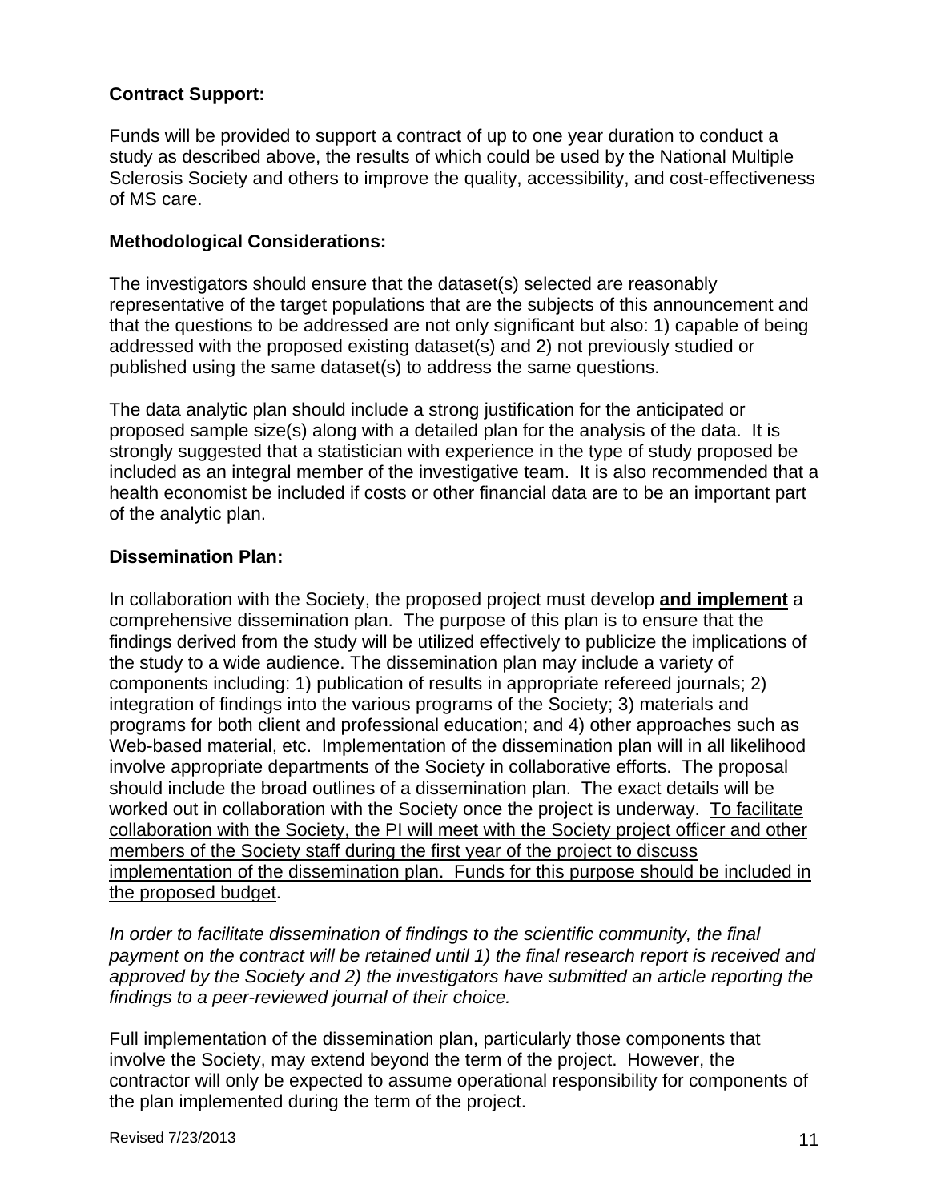**Contract Support:**

Funds will be provided to support a contract of up to one year duration to conduct a study as described above, the results of which could be used by the National Multiple Sclerosis Society and others to improve the quality, accessibility, and cost-effectiveness of MS care.

**Methodological Considerations:**

The investigators should ensure that the dataset(s) selected are reasonably representative of the target populations that are the subjects of this announcement and that the questions to be addressed are not only significant but also: 1) capable of being addressed with the proposed existing dataset(s) and 2) not previously studied or published using the same dataset(s) to address the same questions.

The data analytic plan should include a strong justification for the anticipated or proposed sample size(s) along with a detailed plan for the analysis of the data. It is strongly suggested that a statistician with experience in the type of study proposed be included as an integral member of the investigative team. It is also recommended that a health economist be included if costs or other financial data are to be an important part of the analytic plan.

**Dissemination Plan:**

In collaboration with the Society, the proposed project must develop **and implement** a comprehensive dissemination plan. The purpose of this plan is to ensure that the findings derived from the study will be utilized effectively to publicize the implications of the study to a wide audience. The dissemination plan may include a variety of components including: 1) publication of results in appropriate refereed journals; 2) integration of findings into the various programs of the Society; 3) materials and programs for both client and professional education; and 4) other approaches such as Web-based material, etc. Implementation of the dissemination plan will in all likelihood involve appropriate departments of the Society in collaborative efforts. The proposal should include the broad outlines of a dissemination plan. The exact details will be worked out in collaboration with the Society once the project is underway. To facilitate collaboration with the Society, the PI will meet with the Society project officer and other members of the Society staff during the first year of the project to discuss implementation of the dissemination plan. Funds for this purpose should be included in the proposed budget.

*In order to facilitate dissemination of findings to the scientific community, the final payment on the contract will be retained until 1) the final research report is received and approved by the Society and 2) the investigators have submitted an article reporting the findings to a peer-reviewed journal of their choice.*

Full implementation of the dissemination plan, particularly those components that involve the Society, may extend beyond the term of the project. However, the contractor will only be expected to assume operational responsibility for components of the plan implemented during the term of the project.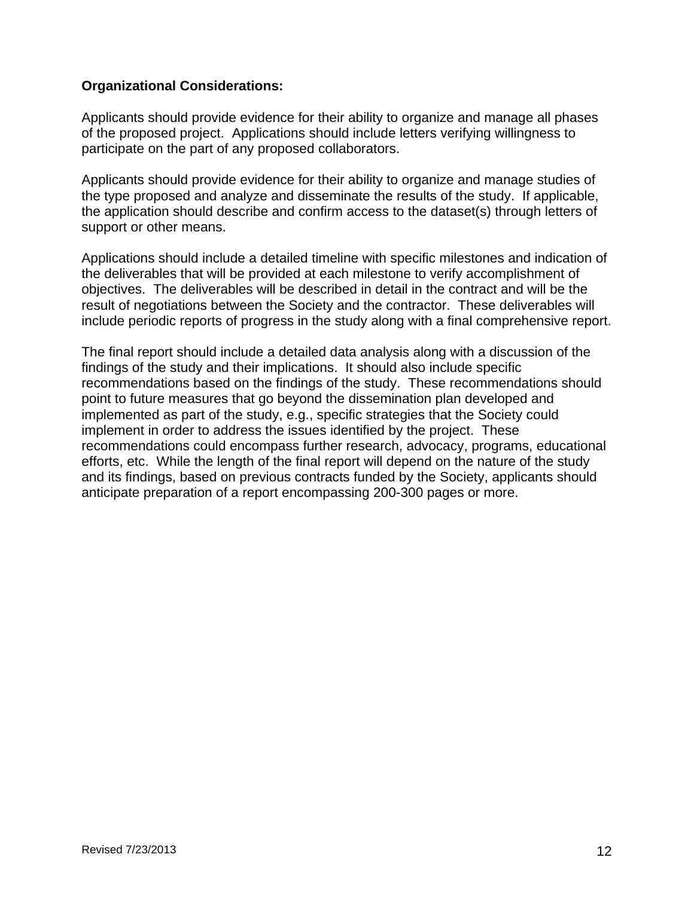**Organizational Considerations:**

Applicants should provide evidence for their ability to organize and manage all phases of the proposed project. Applications should include letters verifying willingness to participate on the part of any proposed collaborators.

Applicants should provide evidence for their ability to organize and manage studies of the type proposed and analyze and disseminate the results of the study. If applicable, the application should describe and confirm access to the dataset(s) through letters of support or other means.

Applications should include a detailed timeline with specific milestones and indication of the deliverables that will be provided at each milestone to verify accomplishment of objectives. The deliverables will be described in detail in the contract and will be the result of negotiations between the Society and the contractor. These deliverables will include periodic reports of progress in the study along with a final comprehensive report.

The final report should include a detailed data analysis along with a discussion of the findings of the study and their implications. It should also include specific recommendations based on the findings of the study. These recommendations should point to future measures that go beyond the dissemination plan developed and implemented as part of the study, e.g., specific strategies that the Society could implement in order to address the issues identified by the project. These recommendations could encompass further research, advocacy, programs, educational efforts, etc. While the length of the final report will depend on the nature of the study and its findings, based on previous contracts funded by the Society, applicants should anticipate preparation of a report encompassing 200-300 pages or more.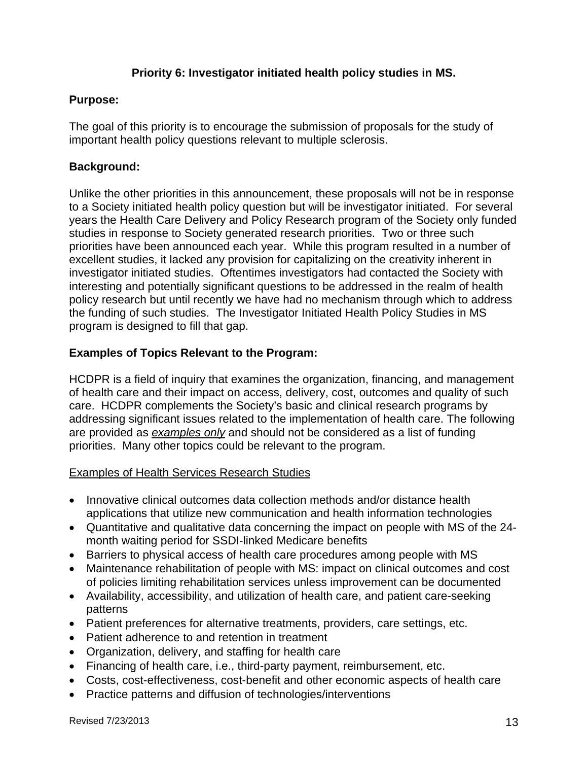### Priority 6: Investigator initiated health policy studies in MS.

**Purpose:**

The goal of this priority is to encourage the submission of proposals for the study of important health policy questions relevant to multiple sclerosis.

**Background:**

Unlike the other priorities in this announcement, these proposals will not be in response to a Society initiated health policy question but will be investigator initiated. For several years the Health Care Delivery and Policy Research program of the Society only funded studies in response to Society generated research priorities. Two or three such priorities have been announced each year. While this program resulted in a number of excellent studies, it lacked any provision for capitalizing on the creativity inherent in investigator initiated studies. Oftentimes investigators had contacted the Society with interesting and potentially significant questions to be addressed in the realm of health policy research but until recently we have had no mechanism through which to address the funding of such studies. The Investigator Initiated Health Policy Studies in MS program is designed to fill that gap.

**Examples of Topics Relevant to the Program:**

HCDPR is a field of inquiry that examines the organization, financing, and management of health care and their impact on access, delivery, cost, outcomes and quality of such care. HCDPR complements the Society's basic and clinical research programs by addressing significant issues related to the implementation of health care. The following are provided as ***examples only*** and should not be considered as a list of funding priorities. Many other topics could be relevant to the program.

Examples of Health Services Research Studies

- Innovative clinical outcomes data collection methods and/or distance health applications that utilize new communication and health information technologies
- Quantitative and qualitative data concerning the impact on people with MS of the 24-month waiting period for SSDI-linked Medicare benefits
- Barriers to physical access of health care procedures among people with MS
- Maintenance rehabilitation of people with MS: impact on clinical outcomes and cost of policies limiting rehabilitation services unless improvement can be documented
- Availability, accessibility, and utilization of health care, and patient care-seeking patterns
- Patient preferences for alternative treatments, providers, care settings, etc.
- Patient adherence to and retention in treatment
- Organization, delivery, and staffing for health care
- Financing of health care, i.e., third-party payment, reimbursement, etc.
- Costs, cost-effectiveness, cost-benefit and other economic aspects of health care
- Practice patterns and diffusion of technologies/interventions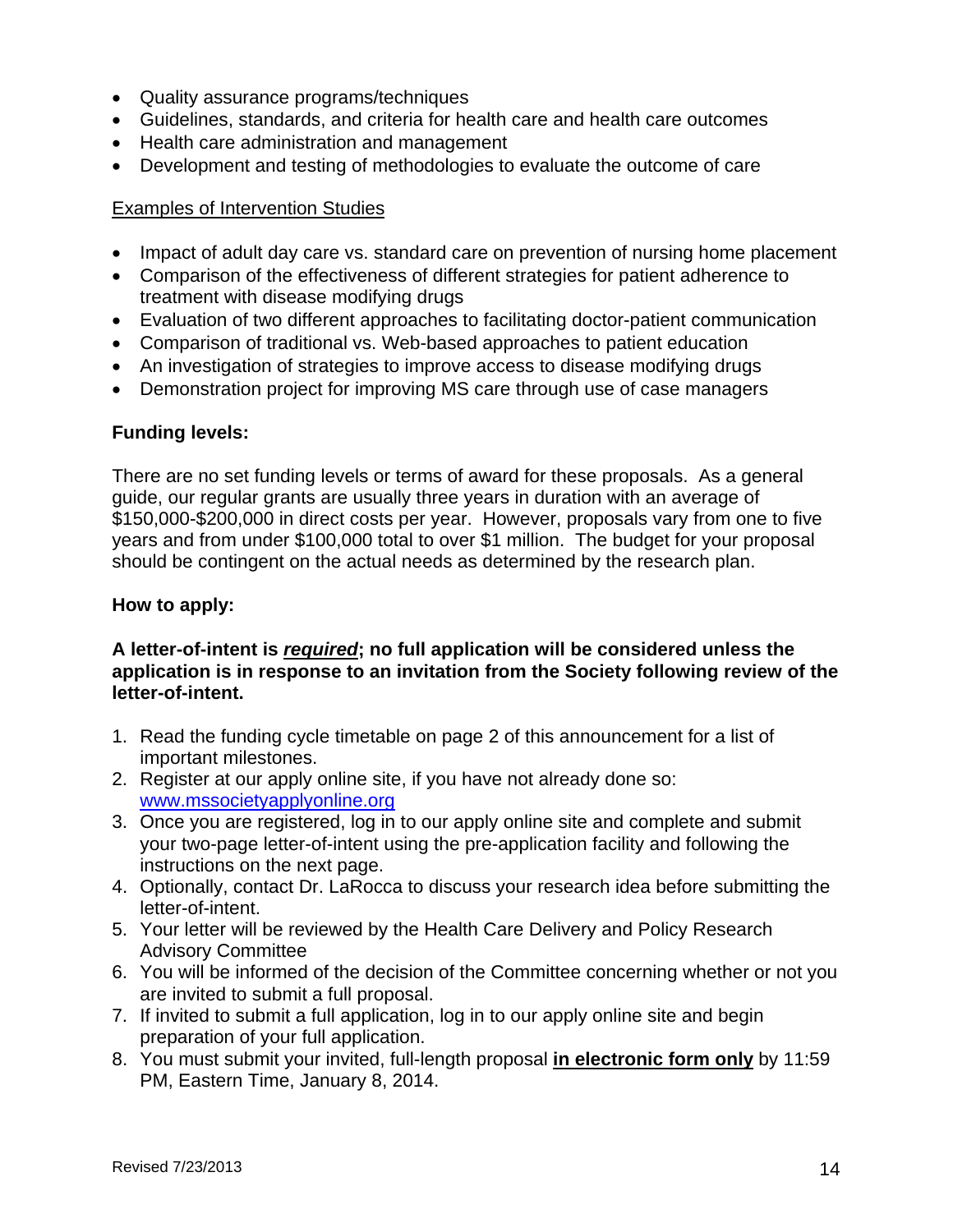- Quality assurance programs/techniques
- Guidelines, standards, and criteria for health care and health care outcomes
- Health care administration and management
- Development and testing of methodologies to evaluate the outcome of care

Examples of Intervention Studies

- Impact of adult day care vs. standard care on prevention of nursing home placement
- Comparison of the effectiveness of different strategies for patient adherence to treatment with disease modifying drugs
- Evaluation of two different approaches to facilitating doctor-patient communication
- Comparison of traditional vs. Web-based approaches to patient education
- An investigation of strategies to improve access to disease modifying drugs
- Demonstration project for improving MS care through use of case managers

**Funding levels:**

There are no set funding levels or terms of award for these proposals. As a general guide, our regular grants are usually three years in duration with an average of $150,000-$200,000 in direct costs per year. However, proposals vary from one to five years and from under $100,000 total to over $1 million. The budget for your proposal should be contingent on the actual needs as determined by the research plan.

**How to apply:**

**A letter-of-intent is _required_; no full application will be considered unless the application is in response to an invitation from the Society following review of the letter-of-intent.**

1. Read the funding cycle timetable on page 2 of this announcement for a list of important milestones.
2. Register at our apply online site, if you have not already done so: www.mssocietyapplyonline.org
3. Once you are registered, log in to our apply online site and complete and submit your two-page letter-of-intent using the pre-application facility and following the instructions on the next page.
4. Optionally, contact Dr. LaRocca to discuss your research idea before submitting the letter-of-intent.
5. Your letter will be reviewed by the Health Care Delivery and Policy Research Advisory Committee
6. You will be informed of the decision of the Committee concerning whether or not you are invited to submit a full proposal.
7. If invited to submit a full application, log in to our apply online site and begin preparation of your full application.
8. You must submit your invited, full-length proposal **in electronic form only** by 11:59 PM, Eastern Time, January 8, 2014.

Revised 7/23/2013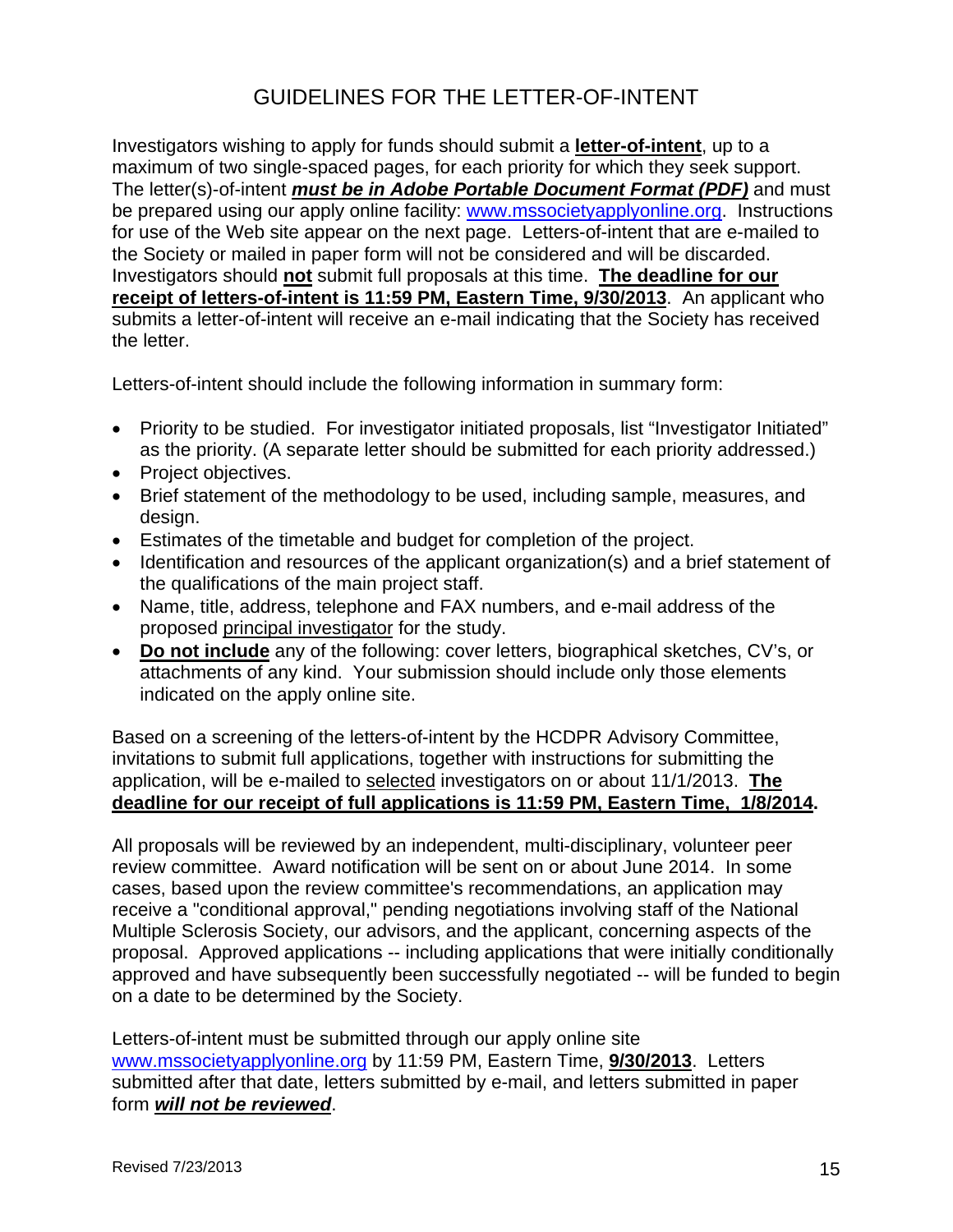# GUIDELINES FOR THE LETTER-OF-INTENT

Investigators wishing to apply for funds should submit a **letter-of-intent**, up to a maximum of two single-spaced pages, for each priority for which they seek support. The letter(s)-of-intent ***must be in Adobe Portable Document Format (PDF)*** and must be prepared using our apply online facility: www.mssocietyapplyonline.org. Instructions for use of the Web site appear on the next page. Letters-of-intent that are e-mailed to the Society or mailed in paper form will not be considered and will be discarded. Investigators should **not** submit full proposals at this time. **The deadline for our receipt of letters-of-intent is 11:59 PM, Eastern Time, 9/30/2013**. An applicant who submits a letter-of-intent will receive an e-mail indicating that the Society has received the letter.

Letters-of-intent should include the following information in summary form:

- Priority to be studied. For investigator initiated proposals, list "Investigator Initiated" as the priority. (A separate letter should be submitted for each priority addressed.)
- Project objectives.
- Brief statement of the methodology to be used, including sample, measures, and design.
- Estimates of the timetable and budget for completion of the project.
- Identification and resources of the applicant organization(s) and a brief statement of the qualifications of the main project staff.
- Name, title, address, telephone and FAX numbers, and e-mail address of the proposed principal investigator for the study.
- **Do not include** any of the following: cover letters, biographical sketches, CV's, or attachments of any kind. Your submission should include only those elements indicated on the apply online site.

Based on a screening of the letters-of-intent by the HCDPR Advisory Committee, invitations to submit full applications, together with instructions for submitting the application, will be e-mailed to selected investigators on or about 11/1/2013. **The deadline for our receipt of full applications is 11:59 PM, Eastern Time, 1/8/2014.**

All proposals will be reviewed by an independent, multi-disciplinary, volunteer peer review committee. Award notification will be sent on or about June 2014. In some cases, based upon the review committee's recommendations, an application may receive a "conditional approval," pending negotiations involving staff of the National Multiple Sclerosis Society, our advisors, and the applicant, concerning aspects of the proposal. Approved applications -- including applications that were initially conditionally approved and have subsequently been successfully negotiated -- will be funded to begin on a date to be determined by the Society.

Letters-of-intent must be submitted through our apply online site www.mssocietyapplyonline.org by 11:59 PM, Eastern Time, **9/30/2013**. Letters submitted after that date, letters submitted by e-mail, and letters submitted in paper form ***will not be reviewed***.

Revised 7/23/2013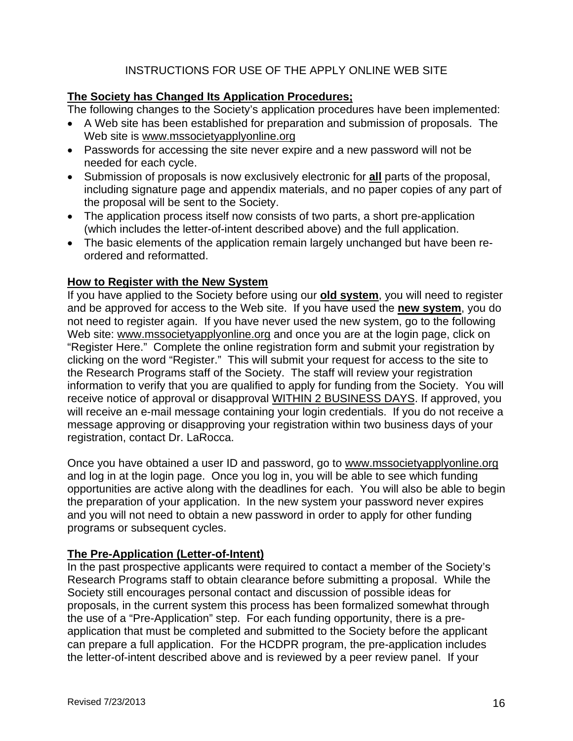# INSTRUCTIONS FOR USE OF THE APPLY ONLINE WEB SITE

## The Society has Changed Its Application Procedures;

The following changes to the Society's application procedures have been implemented:

- A Web site has been established for preparation and submission of proposals. The Web site is www.mssocietyapplyonline.org
- Passwords for accessing the site never expire and a new password will not be needed for each cycle.
- Submission of proposals is now exclusively electronic for **all** parts of the proposal, including signature page and appendix materials, and no paper copies of any part of the proposal will be sent to the Society.
- The application process itself now consists of two parts, a short pre-application (which includes the letter-of-intent described above) and the full application.
- The basic elements of the application remain largely unchanged but have been re-ordered and reformatted.

## How to Register with the New System

If you have applied to the Society before using our **old system**, you will need to register and be approved for access to the Web site. If you have used the **new system**, you do not need to register again. If you have never used the new system, go to the following Web site: www.mssocietyapplyonline.org and once you are at the login page, click on "Register Here." Complete the online registration form and submit your registration by clicking on the word "Register." This will submit your request for access to the site to the Research Programs staff of the Society. The staff will review your registration information to verify that you are qualified to apply for funding from the Society. You will receive notice of approval or disapproval WITHIN 2 BUSINESS DAYS. If approved, you will receive an e-mail message containing your login credentials. If you do not receive a message approving or disapproving your registration within two business days of your registration, contact Dr. LaRocca.

Once you have obtained a user ID and password, go to www.mssocietyapplyonline.org and log in at the login page. Once you log in, you will be able to see which funding opportunities are active along with the deadlines for each. You will also be able to begin the preparation of your application. In the new system your password never expires and you will not need to obtain a new password in order to apply for other funding programs or subsequent cycles.

## The Pre-Application (Letter-of-Intent)

In the past prospective applicants were required to contact a member of the Society's Research Programs staff to obtain clearance before submitting a proposal. While the Society still encourages personal contact and discussion of possible ideas for proposals, in the current system this process has been formalized somewhat through the use of a "Pre-Application" step. For each funding opportunity, there is a pre-application that must be completed and submitted to the Society before the applicant can prepare a full application. For the HCDPR program, the pre-application includes the letter-of-intent described above and is reviewed by a peer review panel. If your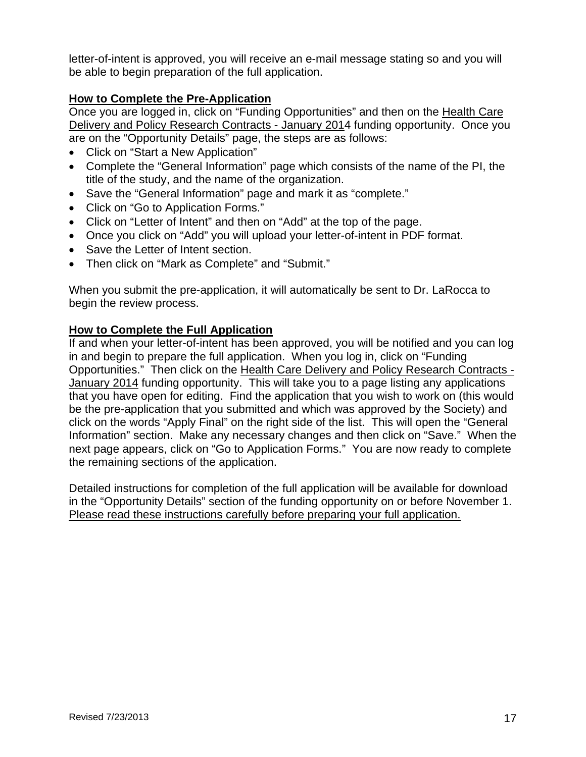letter-of-intent is approved, you will receive an e-mail message stating so and you will be able to begin preparation of the full application.

**How to Complete the Pre-Application**

Once you are logged in, click on "Funding Opportunities" and then on the Health Care Delivery and Policy Research Contracts - January 2014 funding opportunity. Once you are on the "Opportunity Details" page, the steps are as follows:

- Click on "Start a New Application"
- Complete the "General Information" page which consists of the name of the PI, the title of the study, and the name of the organization.
- Save the "General Information" page and mark it as "complete."
- Click on "Go to Application Forms."
- Click on "Letter of Intent" and then on "Add" at the top of the page.
- Once you click on "Add" you will upload your letter-of-intent in PDF format.
- Save the Letter of Intent section.
- Then click on "Mark as Complete" and "Submit."

When you submit the pre-application, it will automatically be sent to Dr. LaRocca to begin the review process.

**How to Complete the Full Application**

If and when your letter-of-intent has been approved, you will be notified and you can log in and begin to prepare the full application. When you log in, click on "Funding Opportunities." Then click on the Health Care Delivery and Policy Research Contracts - January 2014 funding opportunity. This will take you to a page listing any applications that you have open for editing. Find the application that you wish to work on (this would be the pre-application that you submitted and which was approved by the Society) and click on the words "Apply Final" on the right side of the list. This will open the "General Information" section. Make any necessary changes and then click on "Save." When the next page appears, click on "Go to Application Forms." You are now ready to complete the remaining sections of the application.

Detailed instructions for completion of the full application will be available for download in the "Opportunity Details" section of the funding opportunity on or before November 1. Please read these instructions carefully before preparing your full application.